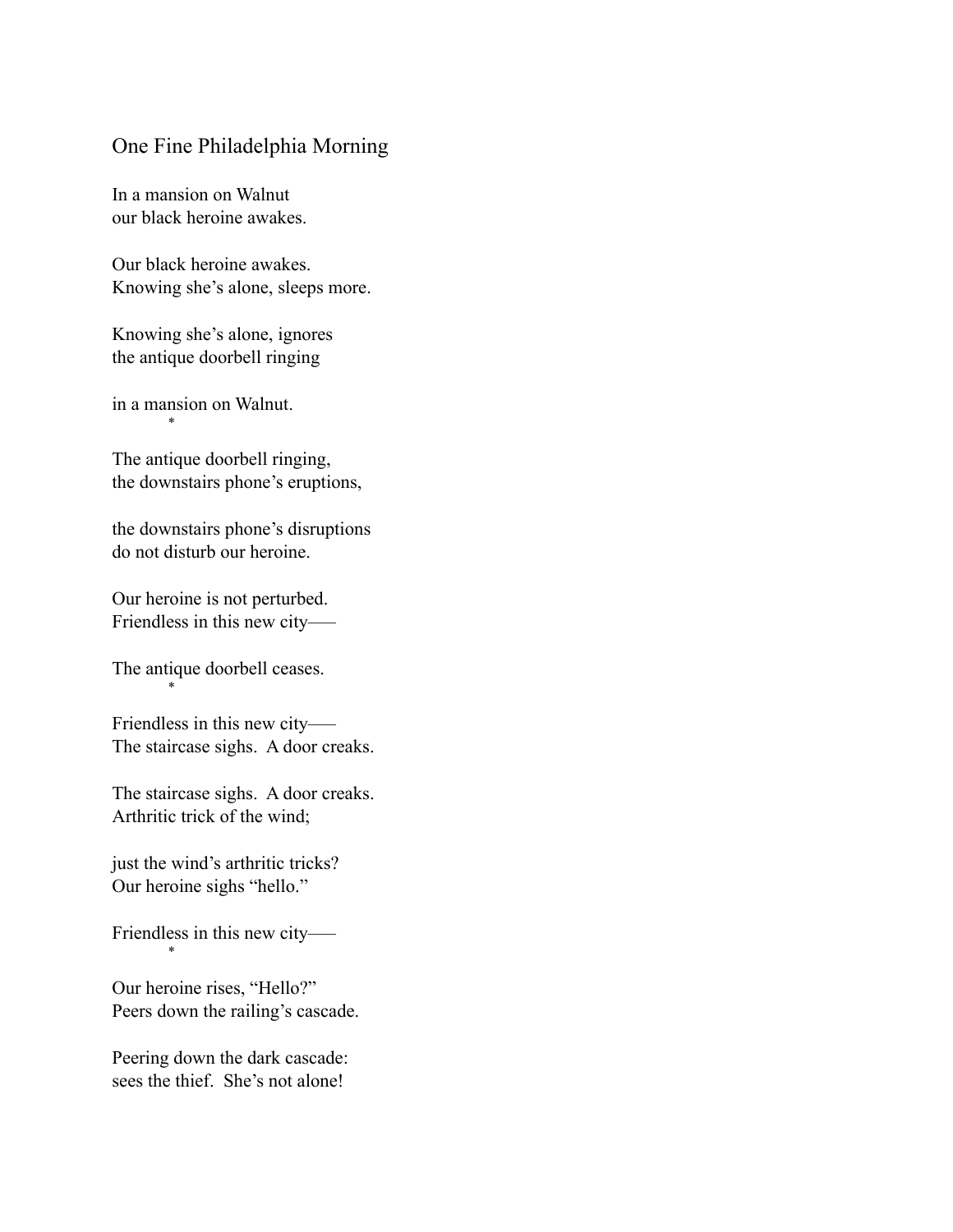# One Fine Philadelphia Morning

In a mansion on Walnut  
our black heroine awakes.

Our black heroine awakes.  
Knowing she's alone, sleeps more.

Knowing she's alone, ignores  
the antique doorbell ringing

in a mansion on Walnut.

*

The antique doorbell ringing,  
the downstairs phone's eruptions,

the downstairs phone's disruptions  
do not disturb our heroine.

Our heroine is not perturbed.  
Friendless in this new city—–

The antique doorbell ceases.

*

Friendless in this new city—–  
The staircase sighs. A door creaks.

The staircase sighs. A door creaks.  
Arthritic trick of the wind;

just the wind's arthritic tricks?  
Our heroine sighs "hello."

Friendless in this new city—–

*

Our heroine rises, "Hello?"  
Peers down the railing's cascade.

Peering down the dark cascade:  
sees the thief. She's not alone!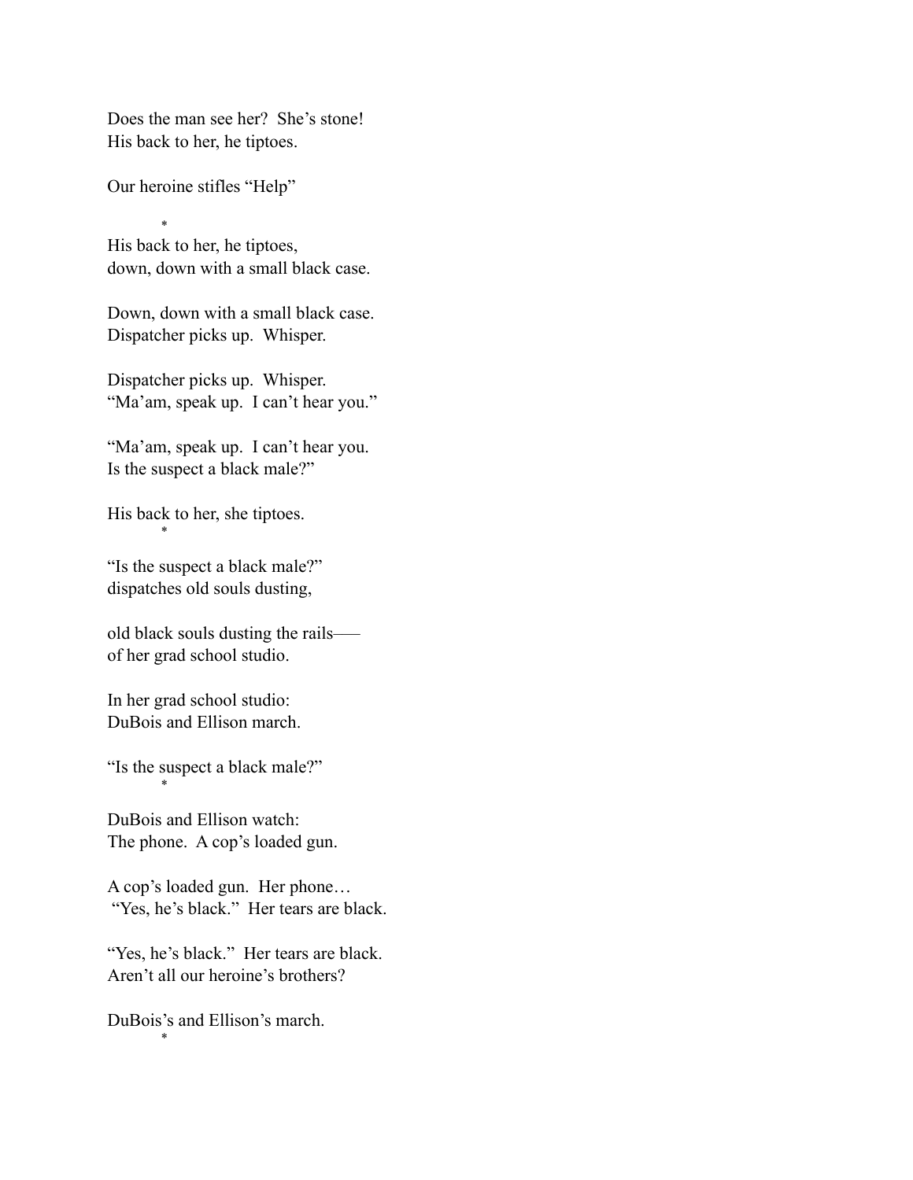Does the man see her?  She's stone!
His back to her, he tiptoes.

Our heroine stifles "Help"

*

His back to her, he tiptoes,
down, down with a small black case.

Down, down with a small black case.
Dispatcher picks up.  Whisper.

Dispatcher picks up.  Whisper.
"Ma'am, speak up.  I can't hear you."

"Ma'am, speak up.  I can't hear you.
Is the suspect a black male?"

His back to her, she tiptoes.

*

"Is the suspect a black male?"
dispatches old souls dusting,

old black souls dusting the rails—
of her grad school studio.

In her grad school studio:
DuBois and Ellison march.

"Is the suspect a black male?"

*

DuBois and Ellison watch:
The phone.  A cop's loaded gun.

A cop's loaded gun.  Her phone…
"Yes, he's black."  Her tears are black.

"Yes, he's black."  Her tears are black.
Aren't all our heroine's brothers?

DuBois's and Ellison's march.

*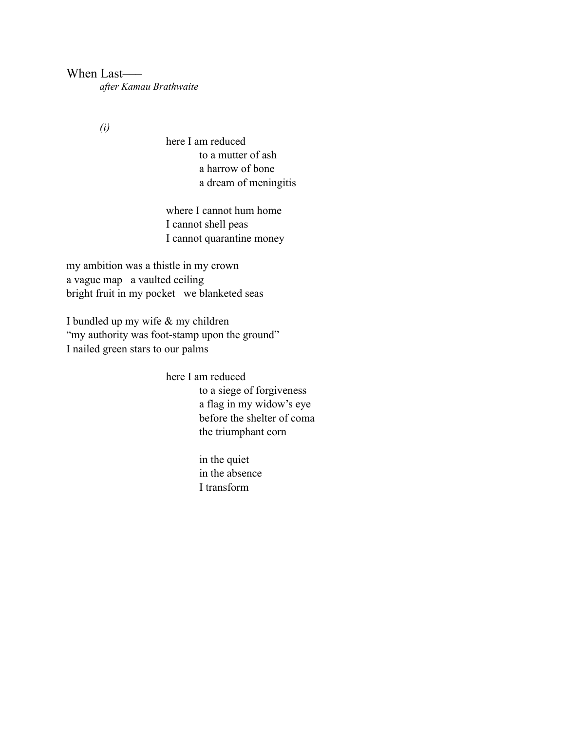# When Last——

*after Kamau Brathwaite*

*(i)*

here I am reduced
to a mutter of ash
a harrow of bone
a dream of meningitis

where I cannot hum home
I cannot shell peas
I cannot quarantine money

my ambition was a thistle in my crown
a vague map   a vaulted ceiling
bright fruit in my pocket   we blanketed seas

I bundled up my wife & my children
"my authority was foot-stamp upon the ground"
I nailed green stars to our palms

here I am reduced
to a siege of forgiveness
a flag in my widow's eye
before the shelter of coma
the triumphant corn

in the quiet
in the absence
I transform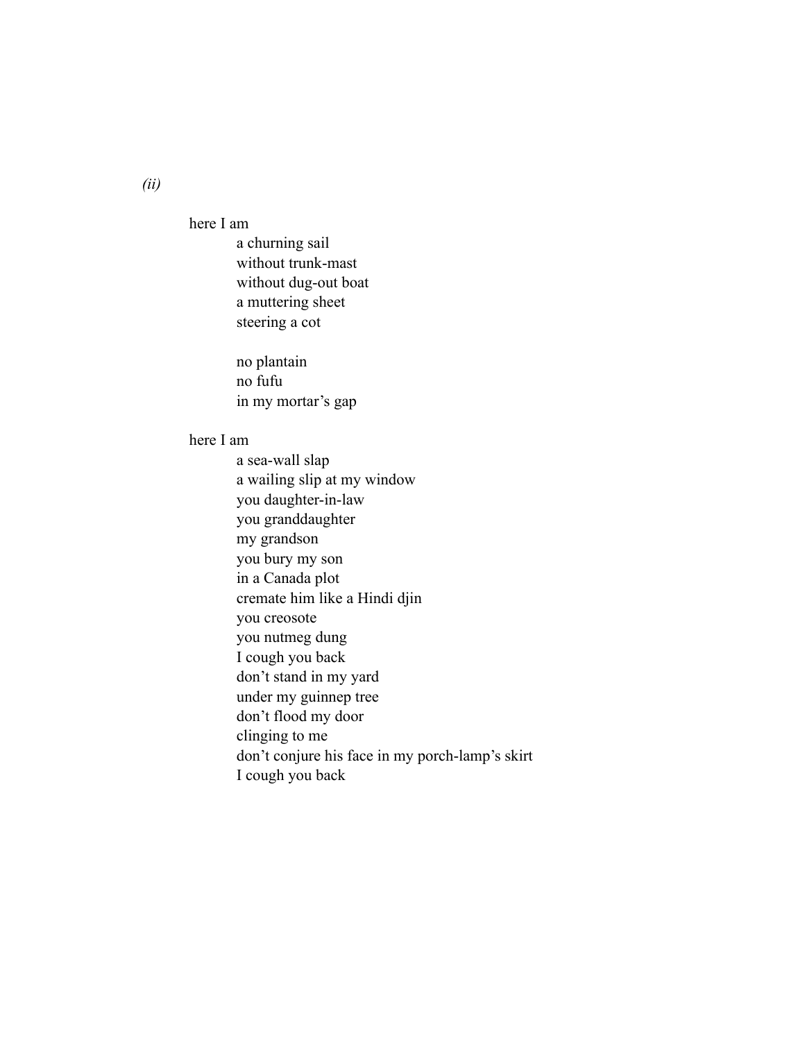*(ii)*

here I am

a churning sail
without trunk-mast
without dug-out boat
a muttering sheet
steering a cot

no plantain
no fufu
in my mortar's gap

here I am

a sea-wall slap
a wailing slip at my window
you daughter-in-law
you granddaughter
my grandson
you bury my son
in a Canada plot
cremate him like a Hindi djin
you creosote
you nutmeg dung
I cough you back
don't stand in my yard
under my guinnep tree
don't flood my door
clinging to me
don't conjure his face in my porch-lamp's skirt
I cough you back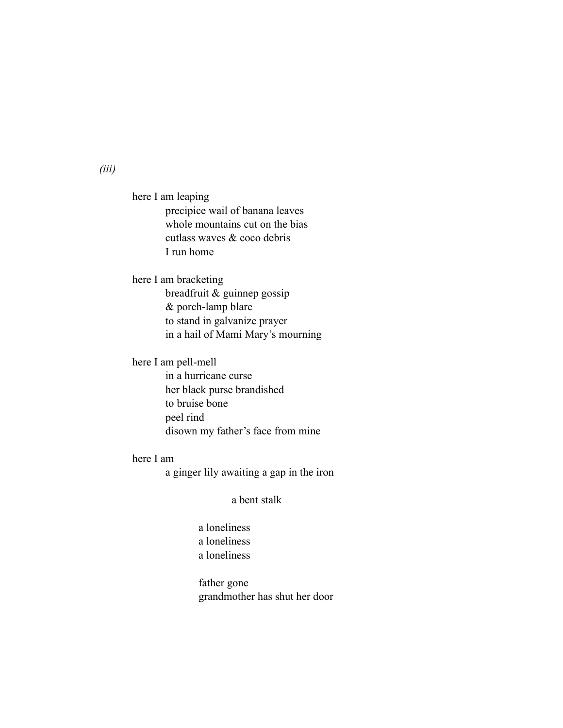*(iii)*

here I am leaping  
&nbsp;&nbsp;&nbsp;&nbsp;&nbsp;&nbsp;&nbsp;&nbsp;precipice wail of banana leaves  
&nbsp;&nbsp;&nbsp;&nbsp;&nbsp;&nbsp;&nbsp;&nbsp;whole mountains cut on the bias  
&nbsp;&nbsp;&nbsp;&nbsp;&nbsp;&nbsp;&nbsp;&nbsp;cutlass waves & coco debris  
&nbsp;&nbsp;&nbsp;&nbsp;&nbsp;&nbsp;&nbsp;&nbsp;I run home

here I am bracketing  
&nbsp;&nbsp;&nbsp;&nbsp;&nbsp;&nbsp;&nbsp;&nbsp;breadfruit & guinnep gossip  
&nbsp;&nbsp;&nbsp;&nbsp;&nbsp;&nbsp;&nbsp;&nbsp;& porch-lamp blare  
&nbsp;&nbsp;&nbsp;&nbsp;&nbsp;&nbsp;&nbsp;&nbsp;to stand in galvanize prayer  
&nbsp;&nbsp;&nbsp;&nbsp;&nbsp;&nbsp;&nbsp;&nbsp;in a hail of Mami Mary's mourning

here I am pell-mell  
&nbsp;&nbsp;&nbsp;&nbsp;&nbsp;&nbsp;&nbsp;&nbsp;in a hurricane curse  
&nbsp;&nbsp;&nbsp;&nbsp;&nbsp;&nbsp;&nbsp;&nbsp;her black purse brandished  
&nbsp;&nbsp;&nbsp;&nbsp;&nbsp;&nbsp;&nbsp;&nbsp;to bruise bone  
&nbsp;&nbsp;&nbsp;&nbsp;&nbsp;&nbsp;&nbsp;&nbsp;peel rind  
&nbsp;&nbsp;&nbsp;&nbsp;&nbsp;&nbsp;&nbsp;&nbsp;disown my father's face from mine

here I am  
&nbsp;&nbsp;&nbsp;&nbsp;&nbsp;&nbsp;&nbsp;&nbsp;a ginger lily awaiting a gap in the iron

&nbsp;&nbsp;&nbsp;&nbsp;&nbsp;&nbsp;&nbsp;&nbsp;&nbsp;&nbsp;&nbsp;&nbsp;&nbsp;&nbsp;&nbsp;&nbsp;&nbsp;&nbsp;&nbsp;&nbsp;&nbsp;&nbsp;&nbsp;&nbsp;a bent stalk

&nbsp;&nbsp;&nbsp;&nbsp;&nbsp;&nbsp;&nbsp;&nbsp;&nbsp;&nbsp;&nbsp;&nbsp;&nbsp;&nbsp;&nbsp;&nbsp;a loneliness  
&nbsp;&nbsp;&nbsp;&nbsp;&nbsp;&nbsp;&nbsp;&nbsp;&nbsp;&nbsp;&nbsp;&nbsp;&nbsp;&nbsp;&nbsp;&nbsp;a loneliness  
&nbsp;&nbsp;&nbsp;&nbsp;&nbsp;&nbsp;&nbsp;&nbsp;&nbsp;&nbsp;&nbsp;&nbsp;&nbsp;&nbsp;&nbsp;&nbsp;a loneliness

&nbsp;&nbsp;&nbsp;&nbsp;&nbsp;&nbsp;&nbsp;&nbsp;&nbsp;&nbsp;&nbsp;&nbsp;&nbsp;&nbsp;&nbsp;&nbsp;father gone  
&nbsp;&nbsp;&nbsp;&nbsp;&nbsp;&nbsp;&nbsp;&nbsp;&nbsp;&nbsp;&nbsp;&nbsp;&nbsp;&nbsp;&nbsp;&nbsp;grandmother has shut her door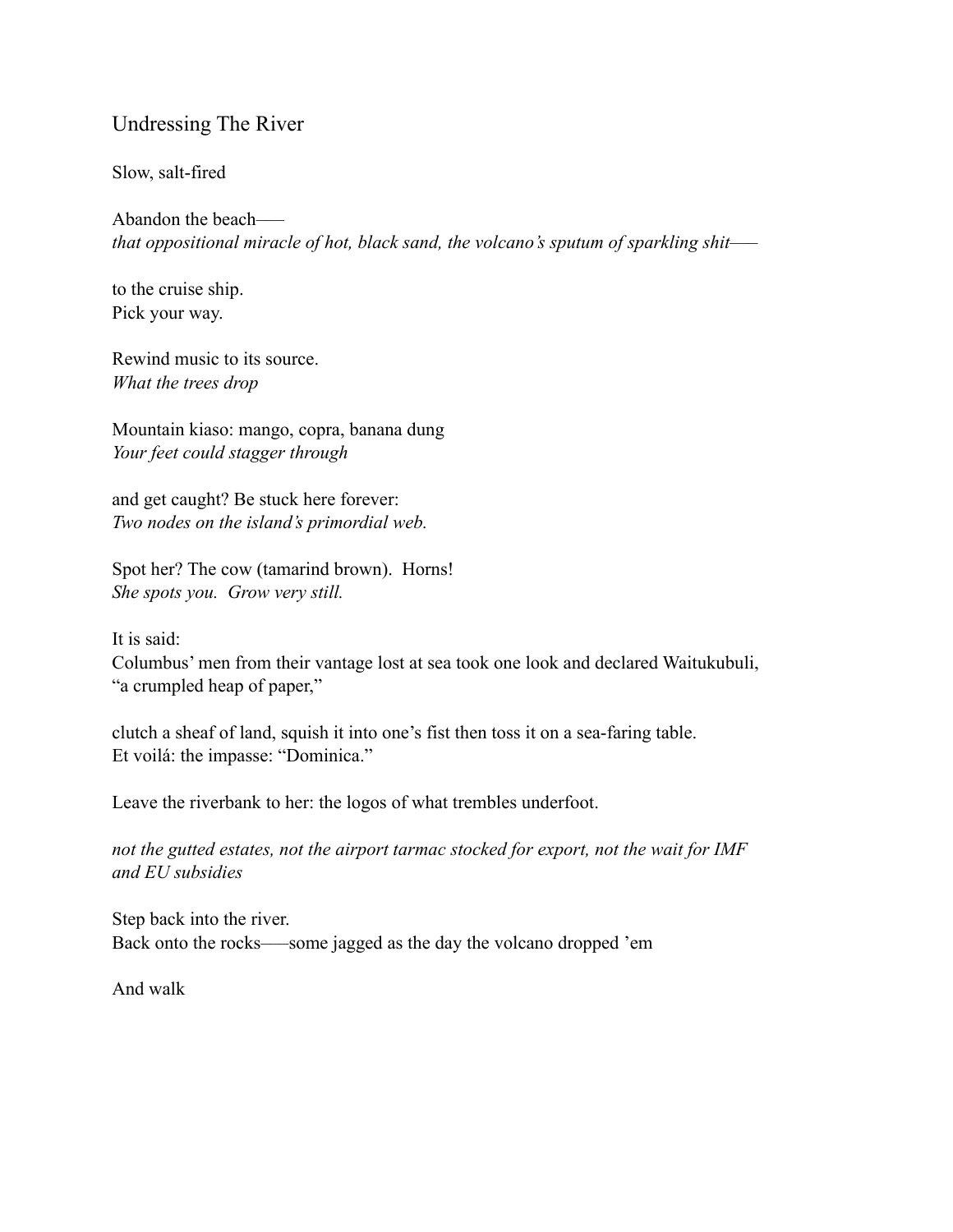# Undressing The River

Slow, salt-fired

Abandon the beach——
*that oppositional miracle of hot, black sand, the volcano's sputum of sparkling shit——*

to the cruise ship.
Pick your way.

Rewind music to its source.
*What the trees drop*

Mountain kiaso: mango, copra, banana dung
*Your feet could stagger through*

and get caught? Be stuck here forever:
*Two nodes on the island's primordial web.*

Spot her? The cow (tamarind brown). Horns!
*She spots you. Grow very still.*

It is said:
Columbus' men from their vantage lost at sea took one look and declared Waitukubuli, "a crumpled heap of paper,"

clutch a sheaf of land, squish it into one's fist then toss it on a sea-faring table.
Et voilá: the impasse: "Dominica."

Leave the riverbank to her: the logos of what trembles underfoot.

*not the gutted estates, not the airport tarmac stocked for export, not the wait for IMF and EU subsidies*

Step back into the river.
Back onto the rocks——some jagged as the day the volcano dropped 'em

And walk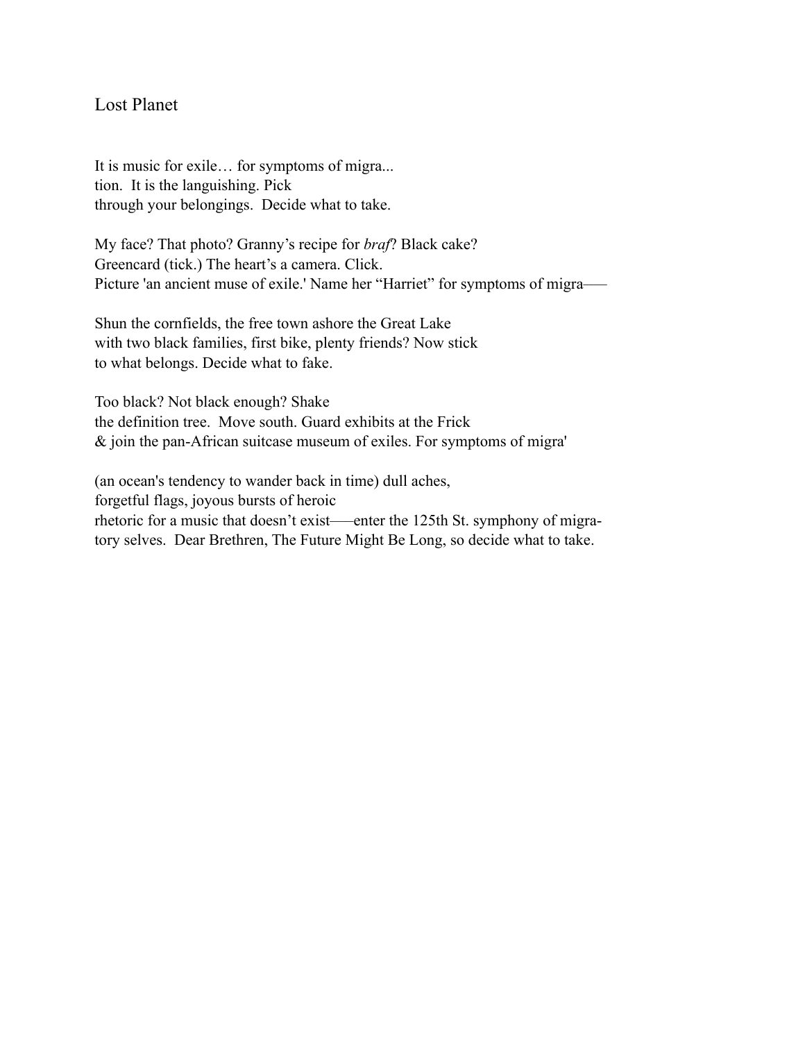## Lost Planet

It is music for exile… for symptoms of migra...  
tion.  It is the languishing. Pick  
through your belongings.  Decide what to take.

My face? That photo? Granny's recipe for *braf*? Black cake?  
Greencard (tick.) The heart's a camera. Click.  
Picture 'an ancient muse of exile.' Name her "Harriet" for symptoms of migra——

Shun the cornfields, the free town ashore the Great Lake  
with two black families, first bike, plenty friends? Now stick  
to what belongs. Decide what to fake.

Too black? Not black enough? Shake  
the definition tree.  Move south. Guard exhibits at the Frick  
& join the pan-African suitcase museum of exiles. For symptoms of migra'

(an ocean's tendency to wander back in time) dull aches,  
forgetful flags, joyous bursts of heroic  
rhetoric for a music that doesn't exist——enter the 125th St. symphony of migra-  
tory selves.  Dear Brethren, The Future Might Be Long, so decide what to take.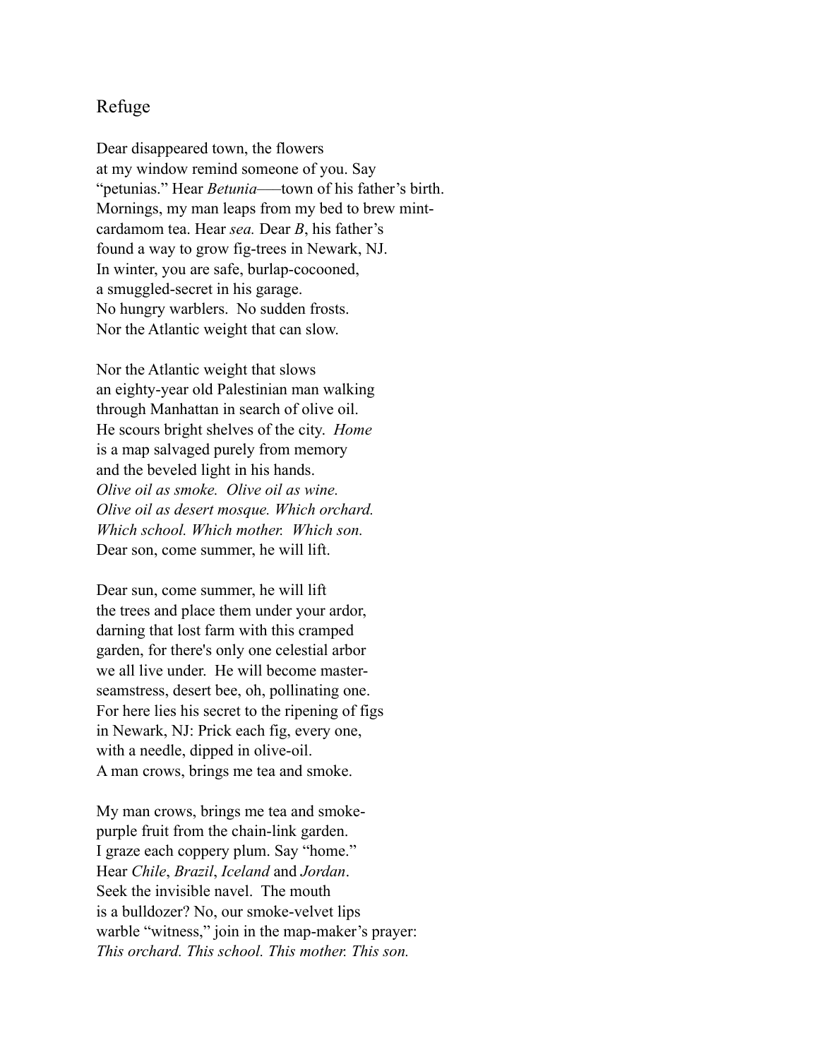## Refuge

Dear disappeared town, the flowers  
at my window remind someone of you. Say  
"petunias." Hear *Betunia*——town of his father's birth.  
Mornings, my man leaps from my bed to brew mint-  
cardamom tea. Hear *sea.* Dear *B*, his father's  
found a way to grow fig-trees in Newark, NJ.  
In winter, you are safe, burlap-cocooned,  
a smuggled-secret in his garage.  
No hungry warblers.  No sudden frosts.  
Nor the Atlantic weight that can slow.

Nor the Atlantic weight that slows  
an eighty-year old Palestinian man walking  
through Manhattan in search of olive oil.  
He scours bright shelves of the city.  *Home*  
is a map salvaged purely from memory  
and the beveled light in his hands.  
*Olive oil as smoke.  Olive oil as wine.*  
*Olive oil as desert mosque. Which orchard.*  
*Which school. Which mother.  Which son.*  
Dear son, come summer, he will lift.

Dear sun, come summer, he will lift  
the trees and place them under your ardor,  
darning that lost farm with this cramped  
garden, for there's only one celestial arbor  
we all live under.  He will become master-  
seamstress, desert bee, oh, pollinating one.  
For here lies his secret to the ripening of figs  
in Newark, NJ: Prick each fig, every one,  
with a needle, dipped in olive-oil.  
A man crows, brings me tea and smoke.

My man crows, brings me tea and smoke-  
purple fruit from the chain-link garden.  
I graze each coppery plum. Say "home."  
Hear *Chile*, *Brazil*, *Iceland* and *Jordan*.  
Seek the invisible navel.  The mouth  
is a bulldozer? No, our smoke-velvet lips  
warble "witness," join in the map-maker's prayer:  
*This orchard. This school. This mother. This son.*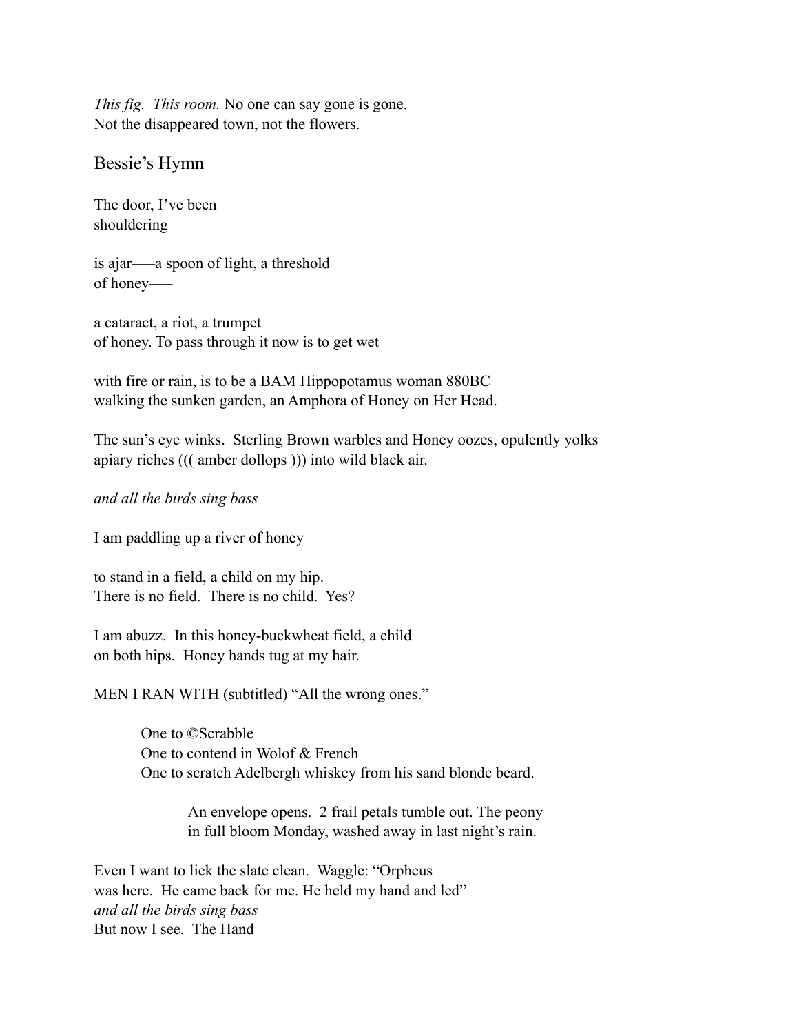*This fig. This room.* No one can say gone is gone.
Not the disappeared town, not the flowers.

## Bessie's Hymn

The door, I've been
shouldering

is ajar——a spoon of light, a threshold
of honey——

a cataract, a riot, a trumpet
of honey. To pass through it now is to get wet

with fire or rain, is to be a BAM Hippopotamus woman 880BC
walking the sunken garden, an Amphora of Honey on Her Head.

The sun's eye winks. Sterling Brown warbles and Honey oozes, opulently yolks
apiary riches ((( amber dollops ))) into wild black air.

*and all the birds sing bass*

I am paddling up a river of honey

to stand in a field, a child on my hip.
There is no field. There is no child. Yes?

I am abuzz. In this honey-buckwheat field, a child
on both hips. Honey hands tug at my hair.

MEN I RAN WITH (subtitled) "All the wrong ones."

> One to ©Scrabble
> One to contend in Wolof & French
> One to scratch Adelbergh whiskey from his sand blonde beard.
>
> > An envelope opens. 2 frail petals tumble out. The peony
> > in full bloom Monday, washed away in last night's rain.

Even I want to lick the slate clean. Waggle: "Orpheus
was here. He came back for me. He held my hand and led"
*and all the birds sing bass*
But now I see. The Hand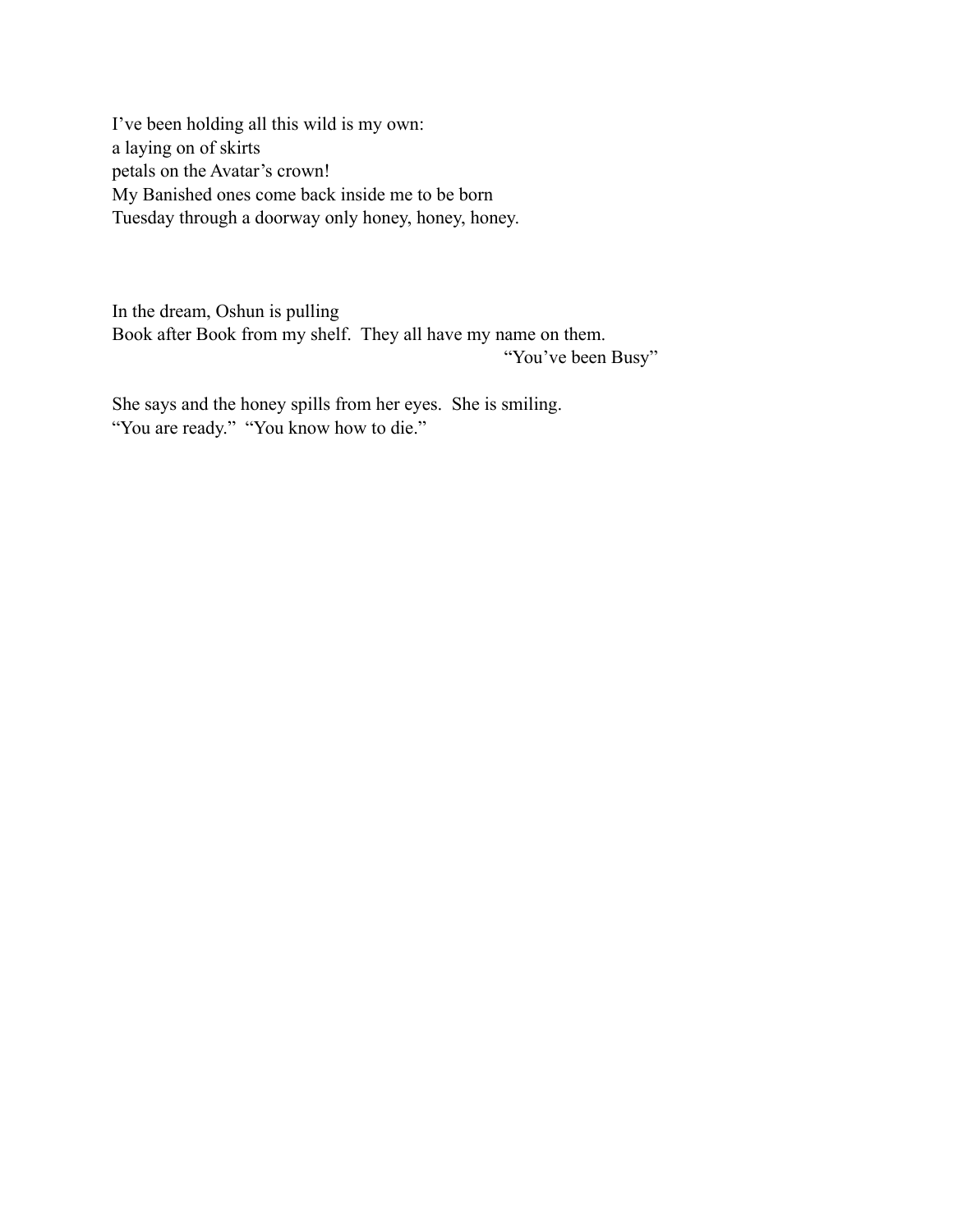I’ve been holding all this wild is my own:  
a laying on of skirts  
petals on the Avatar’s crown!  
My Banished ones come back inside me to be born  
Tuesday through a doorway only honey, honey, honey.

In the dream, Oshun is pulling  
Book after Book from my shelf.  They all have my name on them.  
“You’ve been Busy”

She says and the honey spills from her eyes.  She is smiling.  
“You are ready.”  “You know how to die.”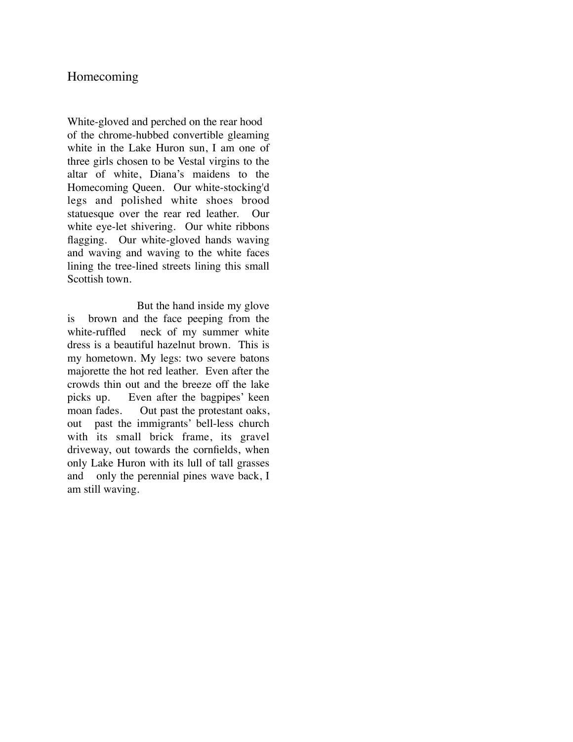# Homecoming

White-gloved and perched on the rear hood of the chrome-hubbed convertible gleaming white in the Lake Huron sun, I am one of three girls chosen to be Vestal virgins to the altar of white, Diana's maidens to the Homecoming Queen. Our white-stocking'd legs and polished white shoes brood statuesque over the rear red leather. Our white eye-let shivering. Our white ribbons flagging. Our white-gloved hands waving and waving and waving to the white faces lining the tree-lined streets lining this small Scottish town.

But the hand inside my glove is brown and the face peeping from the white-ruffled neck of my summer white dress is a beautiful hazelnut brown. This is my hometown. My legs: two severe batons majorette the hot red leather. Even after the crowds thin out and the breeze off the lake picks up. Even after the bagpipes' keen moan fades. Out past the protestant oaks, out past the immigrants' bell-less church with its small brick frame, its gravel driveway, out towards the cornfields, when only Lake Huron with its lull of tall grasses and only the perennial pines wave back, I am still waving.